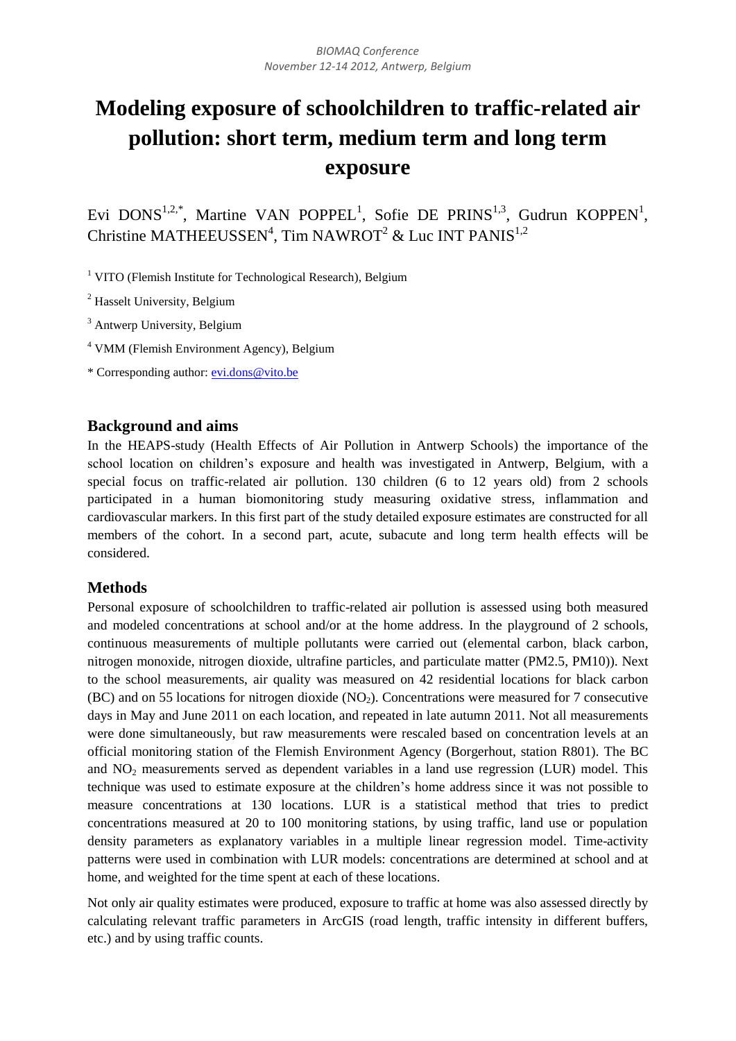# Modeling exposure of schoolchildren to traffic-related air pollution: short term, medium term and long term exposure

Evi DONS[1,2,*], Martine VAN POPPEL[1], Sofie DE PRINS[1,3], Gudrun KOPPEN[1], Christine MATHEEUSSEN[4], Tim NAWROT[2] & Luc INT PANIS[1,2]

[1] VITO (Flemish Institute for Technological Research), Belgium

[2] Hasselt University, Belgium

[3] Antwerp University, Belgium

[4] VMM (Flemish Environment Agency), Belgium

* Corresponding author: evi.dons@vito.be

## Background and aims

In the HEAPS-study (Health Effects of Air Pollution in Antwerp Schools) the importance of the school location on children's exposure and health was investigated in Antwerp, Belgium, with a special focus on traffic-related air pollution. 130 children (6 to 12 years old) from 2 schools participated in a human biomonitoring study measuring oxidative stress, inflammation and cardiovascular markers. In this first part of the study detailed exposure estimates are constructed for all members of the cohort. In a second part, acute, subacute and long term health effects will be considered.

## Methods

Personal exposure of schoolchildren to traffic-related air pollution is assessed using both measured and modeled concentrations at school and/or at the home address. In the playground of 2 schools, continuous measurements of multiple pollutants were carried out (elemental carbon, black carbon, nitrogen monoxide, nitrogen dioxide, ultrafine particles, and particulate matter (PM2.5, PM10)). Next to the school measurements, air quality was measured on 42 residential locations for black carbon (BC) and on 55 locations for nitrogen dioxide ($NO_2$). Concentrations were measured for 7 consecutive days in May and June 2011 on each location, and repeated in late autumn 2011. Not all measurements were done simultaneously, but raw measurements were rescaled based on concentration levels at an official monitoring station of the Flemish Environment Agency (Borgerhout, station R801). The BC and $NO_2$ measurements served as dependent variables in a land use regression (LUR) model. This technique was used to estimate exposure at the children's home address since it was not possible to measure concentrations at 130 locations. LUR is a statistical method that tries to predict concentrations measured at 20 to 100 monitoring stations, by using traffic, land use or population density parameters as explanatory variables in a multiple linear regression model. Time-activity patterns were used in combination with LUR models: concentrations are determined at school and at home, and weighted for the time spent at each of these locations.

Not only air quality estimates were produced, exposure to traffic at home was also assessed directly by calculating relevant traffic parameters in ArcGIS (road length, traffic intensity in different buffers, etc.) and by using traffic counts.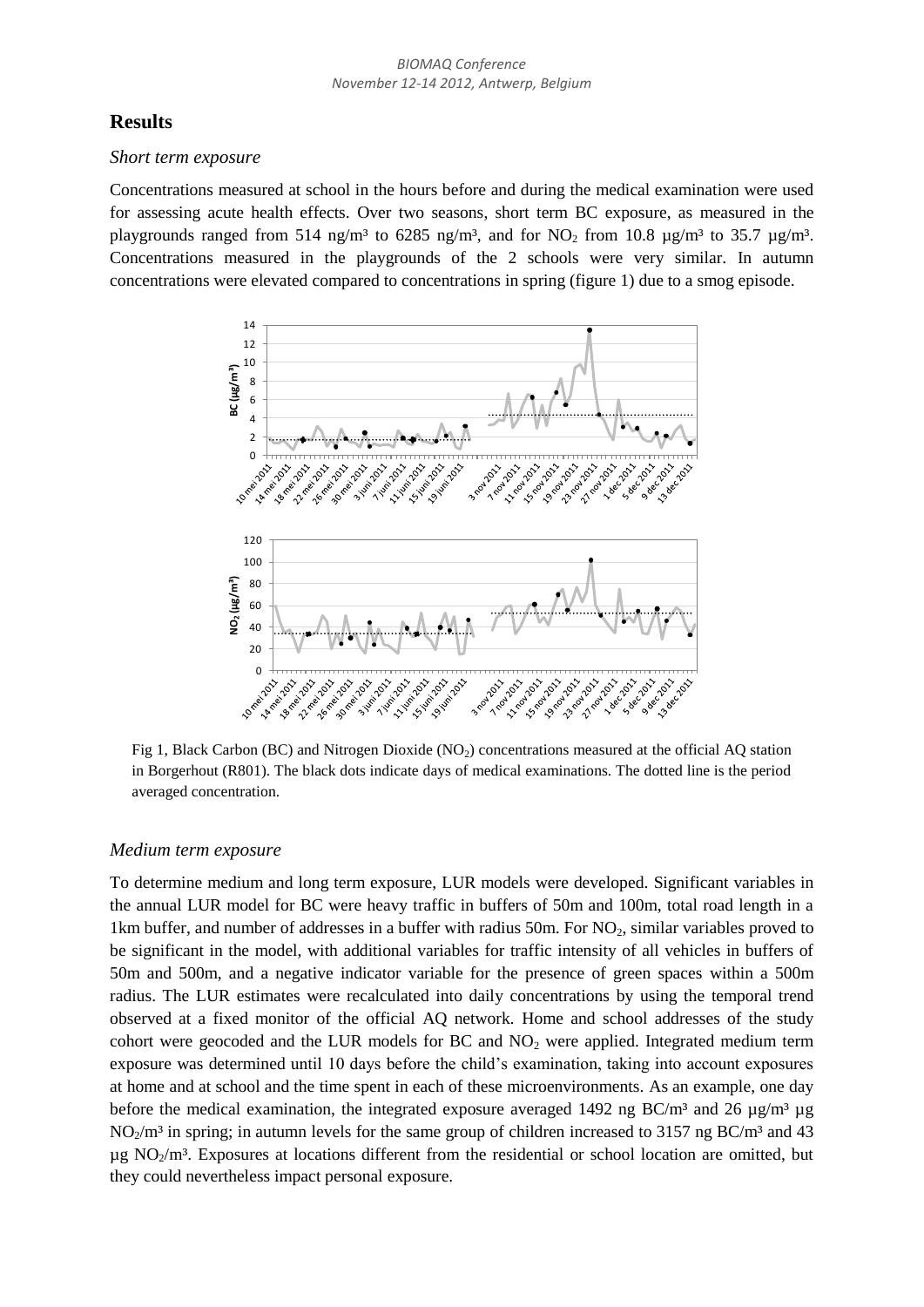## Results

### *Short term exposure*

Concentrations measured at school in the hours before and during the medical examination were used for assessing acute health effects. Over two seasons, short term BC exposure, as measured in the playgrounds ranged from 514 ng/m³ to 6285 ng/m³, and for $NO_2$ from 10.8 µg/m³ to 35.7 µg/m³. Concentrations measured in the playgrounds of the 2 schools were very similar. In autumn concentrations were elevated compared to concentrations in spring (figure 1) due to a smog episode.

Fig 1, Black Carbon (BC) and Nitrogen Dioxide ($NO_2$) concentrations measured at the official AQ station in Borgerhout (R801). The black dots indicate days of medical examinations. The dotted line is the period averaged concentration.

### *Medium term exposure*

To determine medium and long term exposure, LUR models were developed. Significant variables in the annual LUR model for BC were heavy traffic in buffers of 50m and 100m, total road length in a 1km buffer, and number of addresses in a buffer with radius 50m. For $NO_2$, similar variables proved to be significant in the model, with additional variables for traffic intensity of all vehicles in buffers of 50m and 500m, and a negative indicator variable for the presence of green spaces within a 500m radius. The LUR estimates were recalculated into daily concentrations by using the temporal trend observed at a fixed monitor of the official AQ network. Home and school addresses of the study cohort were geocoded and the LUR models for BC and $NO_2$ were applied. Integrated medium term exposure was determined until 10 days before the child's examination, taking into account exposures at home and at school and the time spent in each of these microenvironments. As an example, one day before the medical examination, the integrated exposure averaged 1492 ng BC/m³ and 26 µg/m³ µg $NO_2$/m³ in spring; in autumn levels for the same group of children increased to 3157 ng BC/m³ and 43 µg $NO_2$/m³. Exposures at locations different from the residential or school location are omitted, but they could nevertheless impact personal exposure.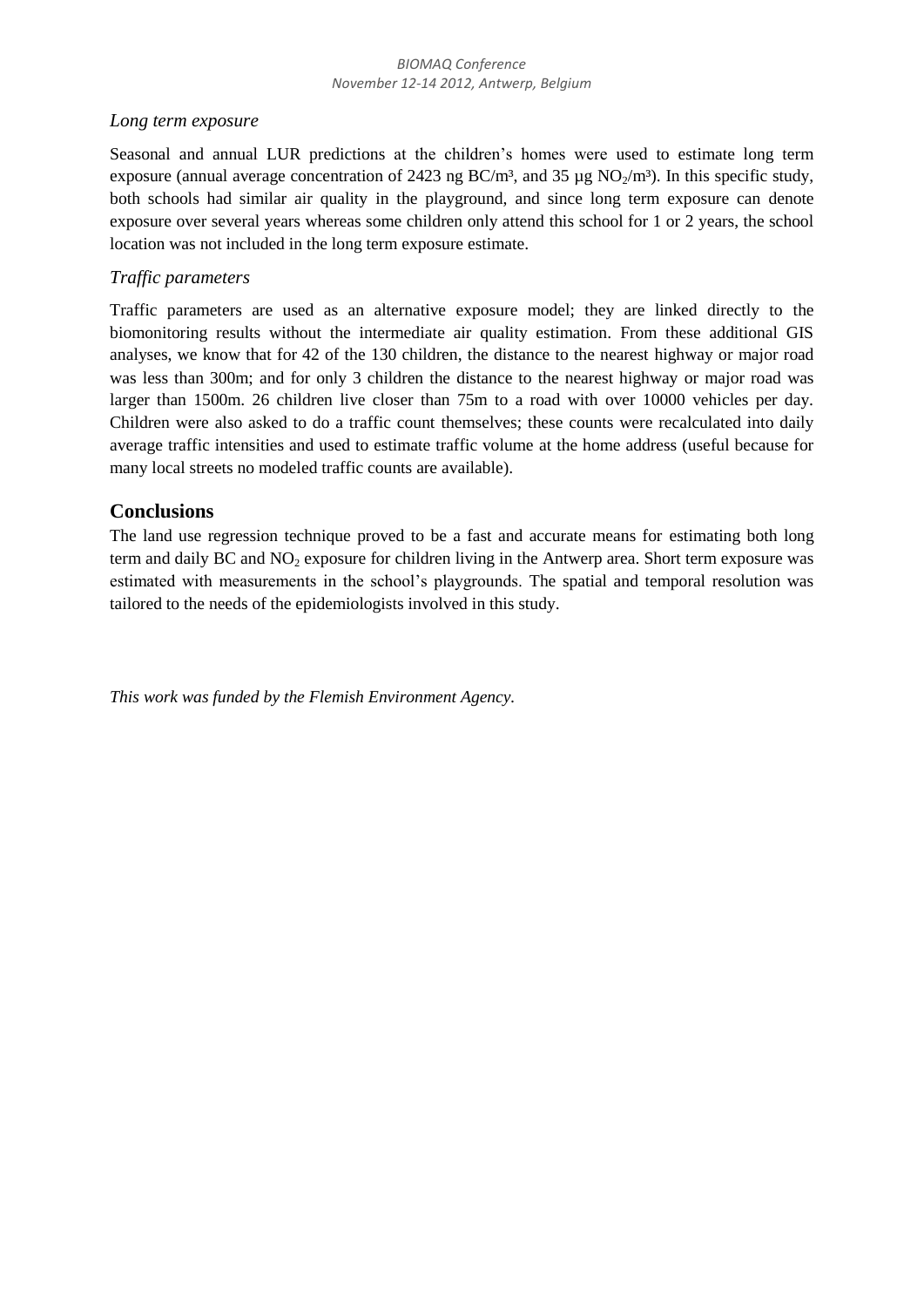### *Long term exposure*

Seasonal and annual LUR predictions at the children's homes were used to estimate long term exposure (annual average concentration of 2423 ng BC/m³, and 35 µg $NO_2$/m³). In this specific study, both schools had similar air quality in the playground, and since long term exposure can denote exposure over several years whereas some children only attend this school for 1 or 2 years, the school location was not included in the long term exposure estimate.

### *Traffic parameters*

Traffic parameters are used as an alternative exposure model; they are linked directly to the biomonitoring results without the intermediate air quality estimation. From these additional GIS analyses, we know that for 42 of the 130 children, the distance to the nearest highway or major road was less than 300m; and for only 3 children the distance to the nearest highway or major road was larger than 1500m. 26 children live closer than 75m to a road with over 10000 vehicles per day. Children were also asked to do a traffic count themselves; these counts were recalculated into daily average traffic intensities and used to estimate traffic volume at the home address (useful because for many local streets no modeled traffic counts are available).

## Conclusions

The land use regression technique proved to be a fast and accurate means for estimating both long term and daily BC and $NO_2$ exposure for children living in the Antwerp area. Short term exposure was estimated with measurements in the school's playgrounds. The spatial and temporal resolution was tailored to the needs of the epidemiologists involved in this study.

*This work was funded by the Flemish Environment Agency.*